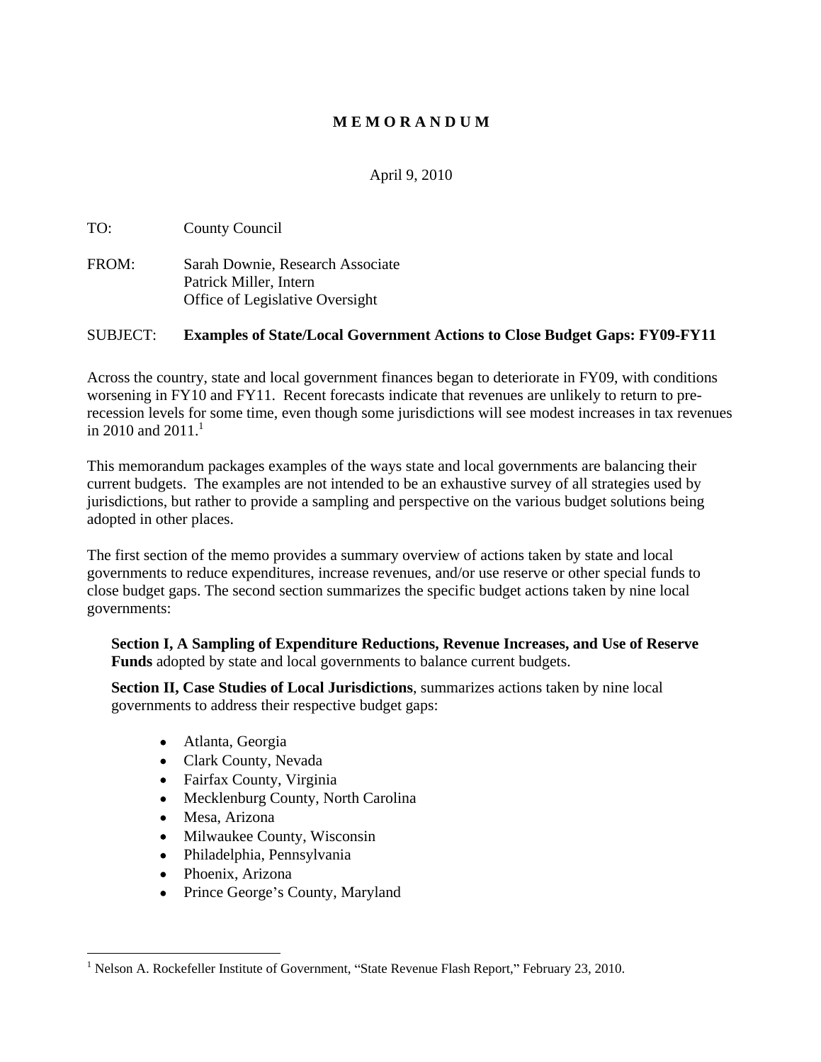**M E M O R A N D U M**

April 9, 2010

TO: County Council

FROM: Sarah Downie, Research Associate
Patrick Miller, Intern
Office of Legislative Oversight

SUBJECT: **Examples of State/Local Government Actions to Close Budget Gaps: FY09-FY11**

Across the country, state and local government finances began to deteriorate in FY09, with conditions worsening in FY10 and FY11. Recent forecasts indicate that revenues are unlikely to return to pre-recession levels for some time, even though some jurisdictions will see modest increases in tax revenues in 2010 and 2011.[1]

This memorandum packages examples of the ways state and local governments are balancing their current budgets. The examples are not intended to be an exhaustive survey of all strategies used by jurisdictions, but rather to provide a sampling and perspective on the various budget solutions being adopted in other places.

The first section of the memo provides a summary overview of actions taken by state and local governments to reduce expenditures, increase revenues, and/or use reserve or other special funds to close budget gaps. The second section summarizes the specific budget actions taken by nine local governments:

**Section I, A Sampling of Expenditure Reductions, Revenue Increases, and Use of Reserve Funds** adopted by state and local governments to balance current budgets.

**Section II, Case Studies of Local Jurisdictions**, summarizes actions taken by nine local governments to address their respective budget gaps:

- Atlanta, Georgia
- Clark County, Nevada
- Fairfax County, Virginia
- Mecklenburg County, North Carolina
- Mesa, Arizona
- Milwaukee County, Wisconsin
- Philadelphia, Pennsylvania
- Phoenix, Arizona
- Prince George's County, Maryland

[1] Nelson A. Rockefeller Institute of Government, "State Revenue Flash Report," February 23, 2010.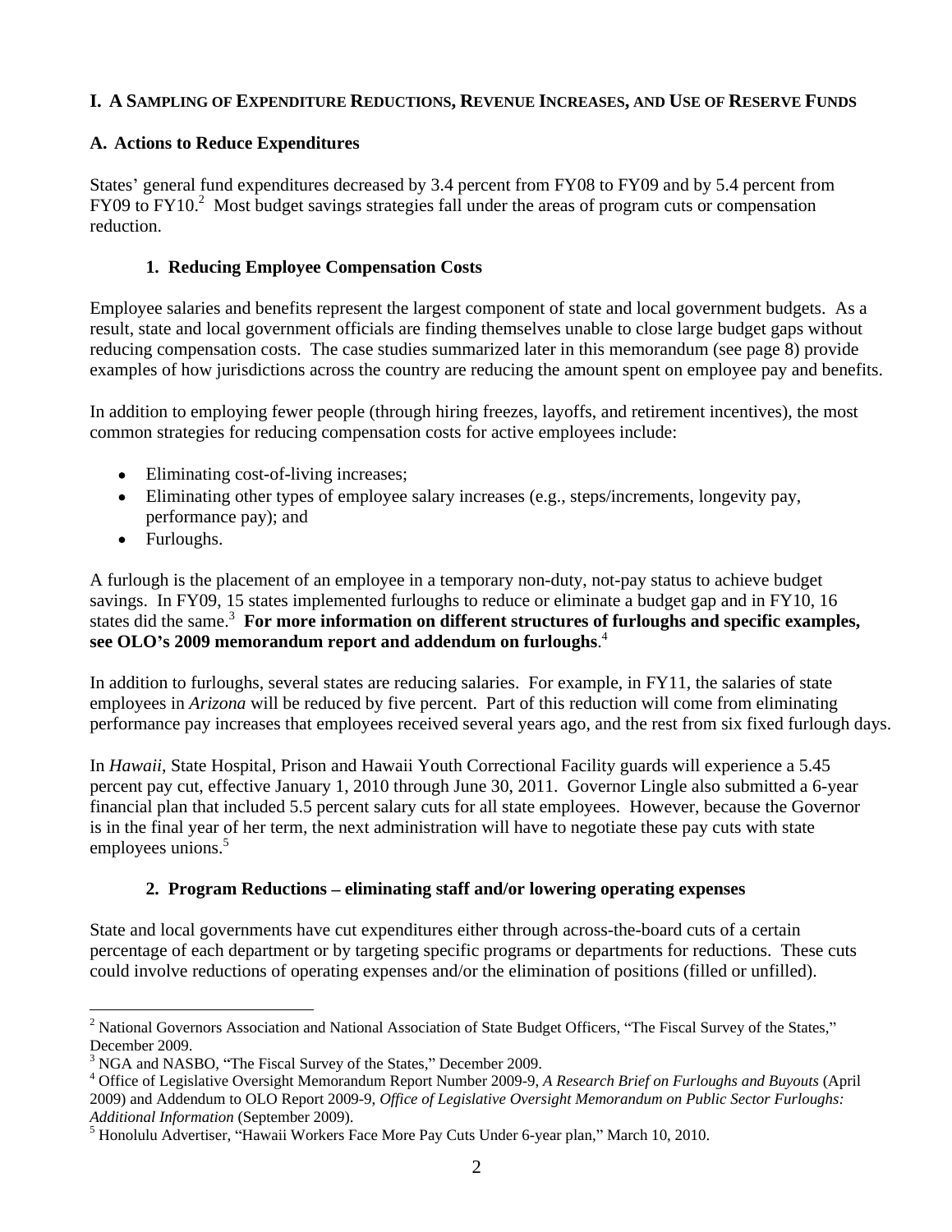## I. A Sampling of Expenditure Reductions, Revenue Increases, and Use of Reserve Funds

### A. Actions to Reduce Expenditures

States' general fund expenditures decreased by 3.4 percent from FY08 to FY09 and by 5.4 percent from FY09 to FY10.[2] Most budget savings strategies fall under the areas of program cuts or compensation reduction.

#### 1. Reducing Employee Compensation Costs

Employee salaries and benefits represent the largest component of state and local government budgets. As a result, state and local government officials are finding themselves unable to close large budget gaps without reducing compensation costs. The case studies summarized later in this memorandum (see page 8) provide examples of how jurisdictions across the country are reducing the amount spent on employee pay and benefits.

In addition to employing fewer people (through hiring freezes, layoffs, and retirement incentives), the most common strategies for reducing compensation costs for active employees include:

- Eliminating cost-of-living increases;
- Eliminating other types of employee salary increases (e.g., steps/increments, longevity pay, performance pay); and
- Furloughs.

A furlough is the placement of an employee in a temporary non-duty, not-pay status to achieve budget savings. In FY09, 15 states implemented furloughs to reduce or eliminate a budget gap and in FY10, 16 states did the same.[3] **For more information on different structures of furloughs and specific examples, see OLO's 2009 memorandum report and addendum on furloughs**.[4]

In addition to furloughs, several states are reducing salaries. For example, in FY11, the salaries of state employees in *Arizona* will be reduced by five percent. Part of this reduction will come from eliminating performance pay increases that employees received several years ago, and the rest from six fixed furlough days.

In *Hawaii*, State Hospital, Prison and Hawaii Youth Correctional Facility guards will experience a 5.45 percent pay cut, effective January 1, 2010 through June 30, 2011. Governor Lingle also submitted a 6-year financial plan that included 5.5 percent salary cuts for all state employees. However, because the Governor is in the final year of her term, the next administration will have to negotiate these pay cuts with state employees unions.[5]

#### 2. Program Reductions – eliminating staff and/or lowering operating expenses

State and local governments have cut expenditures either through across-the-board cuts of a certain percentage of each department or by targeting specific programs or departments for reductions. These cuts could involve reductions of operating expenses and/or the elimination of positions (filled or unfilled).

---

[2] National Governors Association and National Association of State Budget Officers, "The Fiscal Survey of the States," December 2009.

[3] NGA and NASBO, "The Fiscal Survey of the States," December 2009.

[4] Office of Legislative Oversight Memorandum Report Number 2009-9, *A Research Brief on Furloughs and Buyouts* (April 2009) and Addendum to OLO Report 2009-9, *Office of Legislative Oversight Memorandum on Public Sector Furloughs: Additional Information* (September 2009).

[5] Honolulu Advertiser, "Hawaii Workers Face More Pay Cuts Under 6-year plan," March 10, 2010.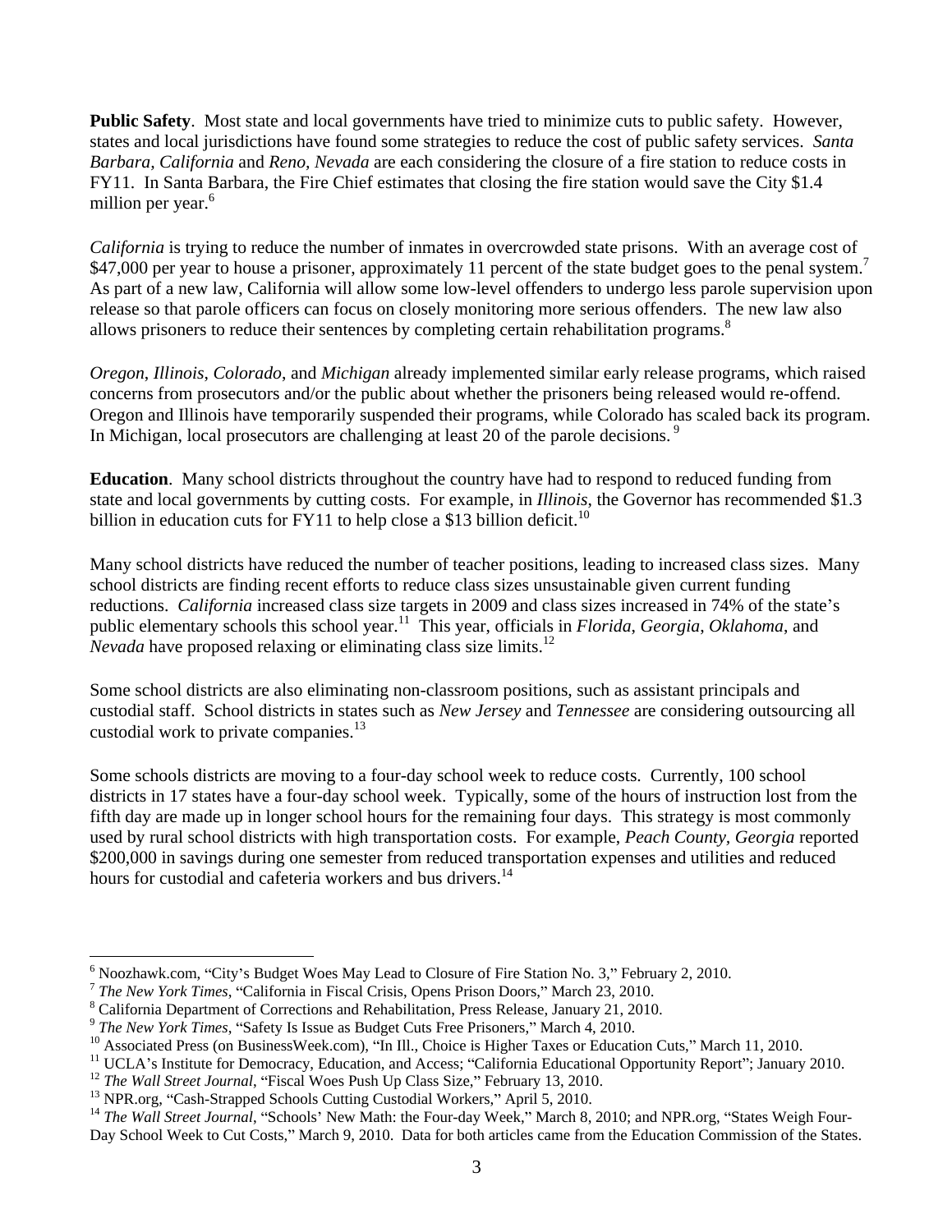**Public Safety**. Most state and local governments have tried to minimize cuts to public safety. However, states and local jurisdictions have found some strategies to reduce the cost of public safety services. *Santa Barbara, California* and *Reno, Nevada* are each considering the closure of a fire station to reduce costs in FY11. In Santa Barbara, the Fire Chief estimates that closing the fire station would save the City $1.4 million per year.[6]

*California* is trying to reduce the number of inmates in overcrowded state prisons. With an average cost of $47,000 per year to house a prisoner, approximately 11 percent of the state budget goes to the penal system.[7] As part of a new law, California will allow some low-level offenders to undergo less parole supervision upon release so that parole officers can focus on closely monitoring more serious offenders. The new law also allows prisoners to reduce their sentences by completing certain rehabilitation programs.[8]

*Oregon*, *Illinois*, *Colorado*, and *Michigan* already implemented similar early release programs, which raised concerns from prosecutors and/or the public about whether the prisoners being released would re-offend. Oregon and Illinois have temporarily suspended their programs, while Colorado has scaled back its program. In Michigan, local prosecutors are challenging at least 20 of the parole decisions.[9]

**Education**. Many school districts throughout the country have had to respond to reduced funding from state and local governments by cutting costs. For example, in *Illinois*, the Governor has recommended $1.3 billion in education cuts for FY11 to help close a $13 billion deficit.[10]

Many school districts have reduced the number of teacher positions, leading to increased class sizes. Many school districts are finding recent efforts to reduce class sizes unsustainable given current funding reductions. *California* increased class size targets in 2009 and class sizes increased in 74% of the state's public elementary schools this school year.[11] This year, officials in *Florida*, *Georgia*, *Oklahoma*, and *Nevada* have proposed relaxing or eliminating class size limits.[12]

Some school districts are also eliminating non-classroom positions, such as assistant principals and custodial staff. School districts in states such as *New Jersey* and *Tennessee* are considering outsourcing all custodial work to private companies.[13]

Some schools districts are moving to a four-day school week to reduce costs. Currently, 100 school districts in 17 states have a four-day school week. Typically, some of the hours of instruction lost from the fifth day are made up in longer school hours for the remaining four days. This strategy is most commonly used by rural school districts with high transportation costs. For example, *Peach County, Georgia* reported $200,000 in savings during one semester from reduced transportation expenses and utilities and reduced hours for custodial and cafeteria workers and bus drivers.[14]

---

[6] Noozhawk.com, "City's Budget Woes May Lead to Closure of Fire Station No. 3," February 2, 2010.

[7] *The New York Times*, "California in Fiscal Crisis, Opens Prison Doors," March 23, 2010.

[8] California Department of Corrections and Rehabilitation, Press Release, January 21, 2010.

[9] *The New York Times*, "Safety Is Issue as Budget Cuts Free Prisoners," March 4, 2010.

[10] Associated Press (on BusinessWeek.com), "In Ill., Choice is Higher Taxes or Education Cuts," March 11, 2010.

[11] UCLA's Institute for Democracy, Education, and Access; "California Educational Opportunity Report"; January 2010.

[12] *The Wall Street Journal*, "Fiscal Woes Push Up Class Size," February 13, 2010.

[13] NPR.org, "Cash-Strapped Schools Cutting Custodial Workers," April 5, 2010.

[14] *The Wall Street Journal*, "Schools' New Math: the Four-day Week," March 8, 2010; and NPR.org, "States Weigh Four-Day School Week to Cut Costs," March 9, 2010. Data for both articles came from the Education Commission of the States.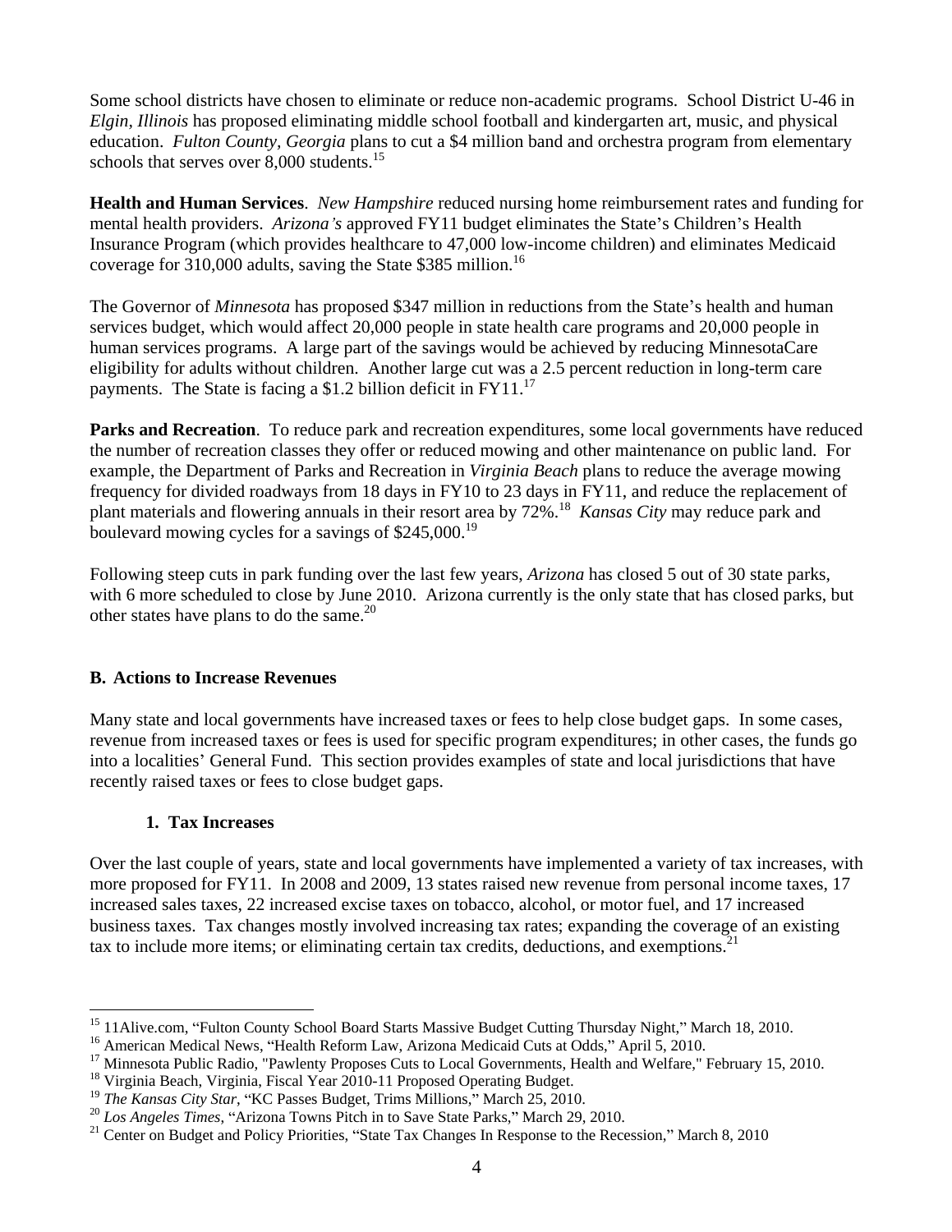Some school districts have chosen to eliminate or reduce non-academic programs. School District U-46 in *Elgin, Illinois* has proposed eliminating middle school football and kindergarten art, music, and physical education. *Fulton County, Georgia* plans to cut a $4 million band and orchestra program from elementary schools that serves over 8,000 students.[15]

**Health and Human Services**. *New Hampshire* reduced nursing home reimbursement rates and funding for mental health providers. *Arizona's* approved FY11 budget eliminates the State's Children's Health Insurance Program (which provides healthcare to 47,000 low-income children) and eliminates Medicaid coverage for 310,000 adults, saving the State $385 million.[16]

The Governor of *Minnesota* has proposed $347 million in reductions from the State's health and human services budget, which would affect 20,000 people in state health care programs and 20,000 people in human services programs. A large part of the savings would be achieved by reducing MinnesotaCare eligibility for adults without children. Another large cut was a 2.5 percent reduction in long-term care payments. The State is facing a $1.2 billion deficit in FY11.[17]

**Parks and Recreation**. To reduce park and recreation expenditures, some local governments have reduced the number of recreation classes they offer or reduced mowing and other maintenance on public land. For example, the Department of Parks and Recreation in *Virginia Beach* plans to reduce the average mowing frequency for divided roadways from 18 days in FY10 to 23 days in FY11, and reduce the replacement of plant materials and flowering annuals in their resort area by 72%.[18] *Kansas City* may reduce park and boulevard mowing cycles for a savings of $245,000.[19]

Following steep cuts in park funding over the last few years, *Arizona* has closed 5 out of 30 state parks, with 6 more scheduled to close by June 2010. Arizona currently is the only state that has closed parks, but other states have plans to do the same.[20]

### B. Actions to Increase Revenues

Many state and local governments have increased taxes or fees to help close budget gaps. In some cases, revenue from increased taxes or fees is used for specific program expenditures; in other cases, the funds go into a localities' General Fund. This section provides examples of state and local jurisdictions that have recently raised taxes or fees to close budget gaps.

#### 1. Tax Increases

Over the last couple of years, state and local governments have implemented a variety of tax increases, with more proposed for FY11. In 2008 and 2009, 13 states raised new revenue from personal income taxes, 17 increased sales taxes, 22 increased excise taxes on tobacco, alcohol, or motor fuel, and 17 increased business taxes. Tax changes mostly involved increasing tax rates; expanding the coverage of an existing tax to include more items; or eliminating certain tax credits, deductions, and exemptions.[21]

---

[15] 11Alive.com, "Fulton County School Board Starts Massive Budget Cutting Thursday Night," March 18, 2010.
[16] American Medical News, "Health Reform Law, Arizona Medicaid Cuts at Odds," April 5, 2010.
[17] Minnesota Public Radio, "Pawlenty Proposes Cuts to Local Governments, Health and Welfare," February 15, 2010.
[18] Virginia Beach, Virginia, Fiscal Year 2010-11 Proposed Operating Budget.
[19] *The Kansas City Star*, "KC Passes Budget, Trims Millions," March 25, 2010.
[20] *Los Angeles Times*, "Arizona Towns Pitch in to Save State Parks," March 29, 2010.
[21] Center on Budget and Policy Priorities, "State Tax Changes In Response to the Recession," March 8, 2010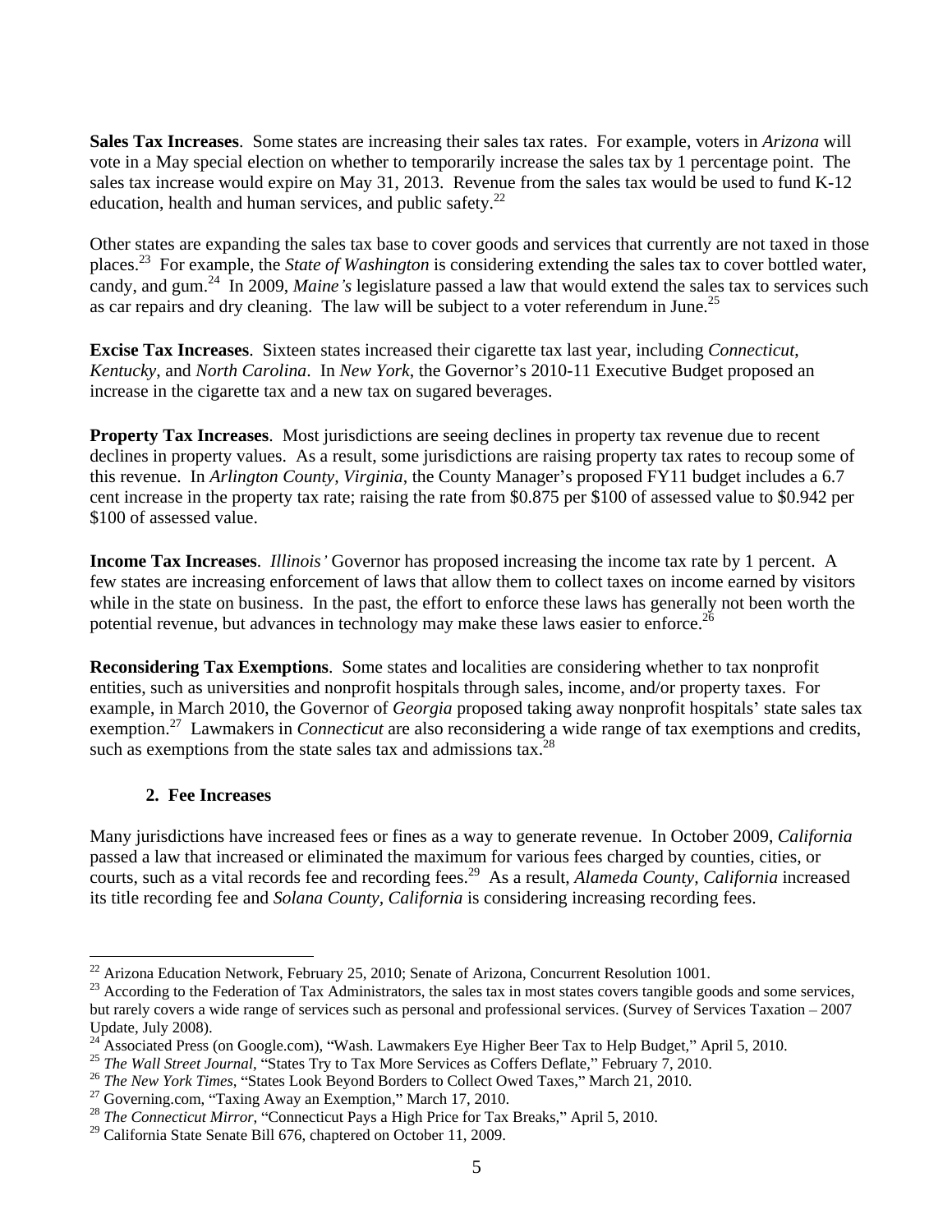**Sales Tax Increases**. Some states are increasing their sales tax rates. For example, voters in *Arizona* will vote in a May special election on whether to temporarily increase the sales tax by 1 percentage point. The sales tax increase would expire on May 31, 2013. Revenue from the sales tax would be used to fund K-12 education, health and human services, and public safety.[22]

Other states are expanding the sales tax base to cover goods and services that currently are not taxed in those places.[23] For example, the *State of Washington* is considering extending the sales tax to cover bottled water, candy, and gum.[24] In 2009, *Maine's* legislature passed a law that would extend the sales tax to services such as car repairs and dry cleaning. The law will be subject to a voter referendum in June.[25]

**Excise Tax Increases**. Sixteen states increased their cigarette tax last year, including *Connecticut*, *Kentucky*, and *North Carolina*. In *New York*, the Governor's 2010-11 Executive Budget proposed an increase in the cigarette tax and a new tax on sugared beverages.

**Property Tax Increases**. Most jurisdictions are seeing declines in property tax revenue due to recent declines in property values. As a result, some jurisdictions are raising property tax rates to recoup some of this revenue. In *Arlington County, Virginia*, the County Manager's proposed FY11 budget includes a 6.7 cent increase in the property tax rate; raising the rate from $0.875 per $100 of assessed value to $0.942 per $100 of assessed value.

**Income Tax Increases**. *Illinois'* Governor has proposed increasing the income tax rate by 1 percent. A few states are increasing enforcement of laws that allow them to collect taxes on income earned by visitors while in the state on business. In the past, the effort to enforce these laws has generally not been worth the potential revenue, but advances in technology may make these laws easier to enforce.[26]

**Reconsidering Tax Exemptions**. Some states and localities are considering whether to tax nonprofit entities, such as universities and nonprofit hospitals through sales, income, and/or property taxes. For example, in March 2010, the Governor of *Georgia* proposed taking away nonprofit hospitals' state sales tax exemption.[27] Lawmakers in *Connecticut* are also reconsidering a wide range of tax exemptions and credits, such as exemptions from the state sales tax and admissions tax.[28]

### 2. Fee Increases

Many jurisdictions have increased fees or fines as a way to generate revenue. In October 2009, *California* passed a law that increased or eliminated the maximum for various fees charged by counties, cities, or courts, such as a vital records fee and recording fees.[29] As a result, *Alameda County, California* increased its title recording fee and *Solana County, California* is considering increasing recording fees.

---

[22] Arizona Education Network, February 25, 2010; Senate of Arizona, Concurrent Resolution 1001.

[23] According to the Federation of Tax Administrators, the sales tax in most states covers tangible goods and some services, but rarely covers a wide range of services such as personal and professional services. (Survey of Services Taxation – 2007 Update, July 2008).

[24] Associated Press (on Google.com), "Wash. Lawmakers Eye Higher Beer Tax to Help Budget," April 5, 2010.

[25] *The Wall Street Journal*, "States Try to Tax More Services as Coffers Deflate," February 7, 2010.

[26] *The New York Times*, "States Look Beyond Borders to Collect Owed Taxes," March 21, 2010.

[27] Governing.com, "Taxing Away an Exemption," March 17, 2010.

[28] *The Connecticut Mirror*, "Connecticut Pays a High Price for Tax Breaks," April 5, 2010.

[29] California State Senate Bill 676, chaptered on October 11, 2009.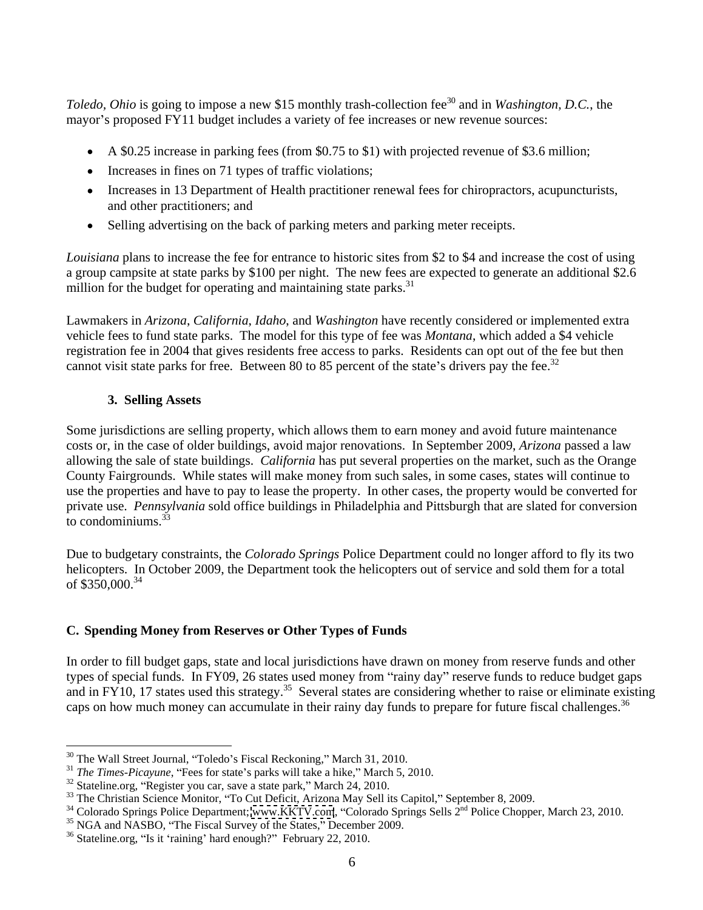*Toledo, Ohio* is going to impose a new $15 monthly trash-collection fee[30] and in *Washington, D.C.*, the mayor's proposed FY11 budget includes a variety of fee increases or new revenue sources:

- A $0.25 increase in parking fees (from $0.75 to $1) with projected revenue of $3.6 million;
- Increases in fines on 71 types of traffic violations;
- Increases in 13 Department of Health practitioner renewal fees for chiropractors, acupuncturists, and other practitioners; and
- Selling advertising on the back of parking meters and parking meter receipts.

*Louisiana* plans to increase the fee for entrance to historic sites from $2 to $4 and increase the cost of using a group campsite at state parks by $100 per night. The new fees are expected to generate an additional $2.6 million for the budget for operating and maintaining state parks.[31]

Lawmakers in *Arizona*, *California*, *Idaho*, and *Washington* have recently considered or implemented extra vehicle fees to fund state parks. The model for this type of fee was *Montana*, which added a $4 vehicle registration fee in 2004 that gives residents free access to parks. Residents can opt out of the fee but then cannot visit state parks for free. Between 80 to 85 percent of the state's drivers pay the fee.[32]

### 3. Selling Assets

Some jurisdictions are selling property, which allows them to earn money and avoid future maintenance costs or, in the case of older buildings, avoid major renovations. In September 2009, *Arizona* passed a law allowing the sale of state buildings. *California* has put several properties on the market, such as the Orange County Fairgrounds. While states will make money from such sales, in some cases, states will continue to use the properties and have to pay to lease the property. In other cases, the property would be converted for private use. *Pennsylvania* sold office buildings in Philadelphia and Pittsburgh that are slated for conversion to condominiums.[33]

Due to budgetary constraints, the *Colorado Springs* Police Department could no longer afford to fly its two helicopters. In October 2009, the Department took the helicopters out of service and sold them for a total of $350,000.[34]

## C. Spending Money from Reserves or Other Types of Funds

In order to fill budget gaps, state and local jurisdictions have drawn on money from reserve funds and other types of special funds. In FY09, 26 states used money from "rainy day" reserve funds to reduce budget gaps and in FY10, 17 states used this strategy.[35] Several states are considering whether to raise or eliminate existing caps on how much money can accumulate in their rainy day funds to prepare for future fiscal challenges.[36]

---

[30] The Wall Street Journal, "Toledo's Fiscal Reckoning," March 31, 2010.
[31] *The Times-Picayune*, "Fees for state's parks will take a hike," March 5, 2010.
[32] Stateline.org, "Register you car, save a state park," March 24, 2010.
[33] The Christian Science Monitor, "To Cut Deficit, Arizona May Sell its Capitol," September 8, 2009.
[34] Colorado Springs Police Department; www.KKTV.com, "Colorado Springs Sells 2nd Police Chopper, March 23, 2010.
[35] NGA and NASBO, "The Fiscal Survey of the States," December 2009.
[36] Stateline.org, "Is it 'raining' hard enough?" February 22, 2010.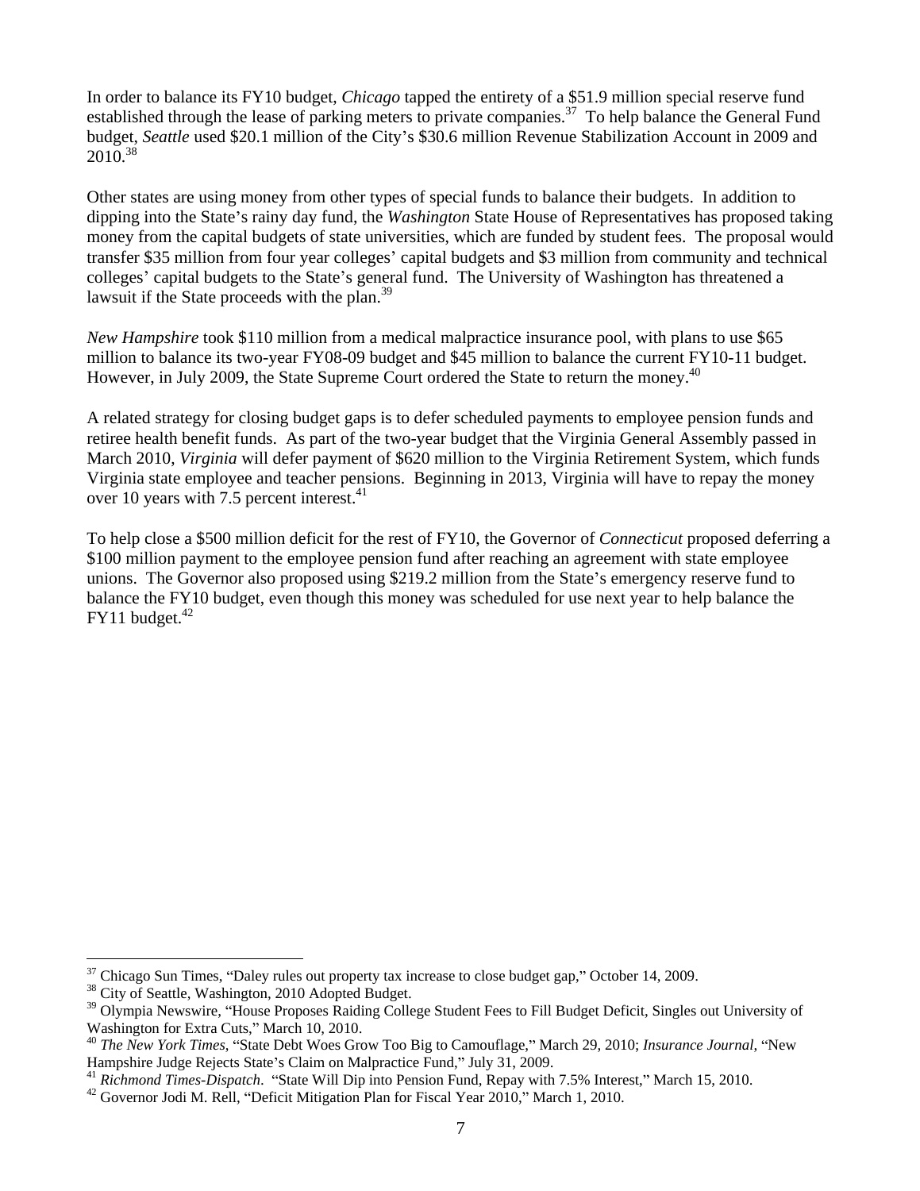In order to balance its FY10 budget, *Chicago* tapped the entirety of a $51.9 million special reserve fund established through the lease of parking meters to private companies.[37] To help balance the General Fund budget, *Seattle* used $20.1 million of the City's $30.6 million Revenue Stabilization Account in 2009 and 2010.[38]

Other states are using money from other types of special funds to balance their budgets. In addition to dipping into the State's rainy day fund, the *Washington* State House of Representatives has proposed taking money from the capital budgets of state universities, which are funded by student fees. The proposal would transfer $35 million from four year colleges' capital budgets and $3 million from community and technical colleges' capital budgets to the State's general fund. The University of Washington has threatened a lawsuit if the State proceeds with the plan.[39]

*New Hampshire* took $110 million from a medical malpractice insurance pool, with plans to use $65 million to balance its two-year FY08-09 budget and $45 million to balance the current FY10-11 budget. However, in July 2009, the State Supreme Court ordered the State to return the money.[40]

A related strategy for closing budget gaps is to defer scheduled payments to employee pension funds and retiree health benefit funds. As part of the two-year budget that the Virginia General Assembly passed in March 2010, *Virginia* will defer payment of $620 million to the Virginia Retirement System, which funds Virginia state employee and teacher pensions. Beginning in 2013, Virginia will have to repay the money over 10 years with 7.5 percent interest.[41]

To help close a $500 million deficit for the rest of FY10, the Governor of *Connecticut* proposed deferring a $100 million payment to the employee pension fund after reaching an agreement with state employee unions. The Governor also proposed using $219.2 million from the State's emergency reserve fund to balance the FY10 budget, even though this money was scheduled for use next year to help balance the FY11 budget.[42]

---

[37] Chicago Sun Times, "Daley rules out property tax increase to close budget gap," October 14, 2009.

[38] City of Seattle, Washington, 2010 Adopted Budget.

[39] Olympia Newswire, "House Proposes Raiding College Student Fees to Fill Budget Deficit, Singles out University of Washington for Extra Cuts," March 10, 2010.

[40] *The New York Times*, "State Debt Woes Grow Too Big to Camouflage," March 29, 2010; *Insurance Journal*, "New Hampshire Judge Rejects State's Claim on Malpractice Fund," July 31, 2009.

[41] *Richmond Times-Dispatch*. "State Will Dip into Pension Fund, Repay with 7.5% Interest," March 15, 2010.

[42] Governor Jodi M. Rell, "Deficit Mitigation Plan for Fiscal Year 2010," March 1, 2010.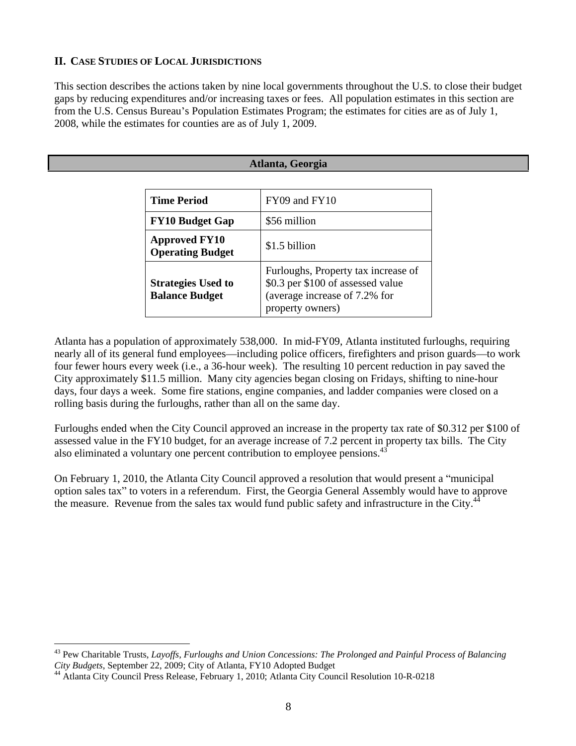## II. Case Studies of Local Jurisdictions

This section describes the actions taken by nine local governments throughout the U.S. to close their budget gaps by reducing expenditures and/or increasing taxes or fees. All population estimates in this section are from the U.S. Census Bureau's Population Estimates Program; the estimates for cities are as of July 1, 2008, while the estimates for counties are as of July 1, 2009.

### Atlanta, Georgia

| **Time Period** | FY09 and FY10 |
|---|---|
| **FY10 Budget Gap** | \$56 million |
| **Approved FY10 Operating Budget** | \$1.5 billion |
| **Strategies Used to Balance Budget** | Furloughs, Property tax increase of \$0.3 per \$100 of assessed value (average increase of 7.2% for property owners) |

Atlanta has a population of approximately 538,000. In mid-FY09, Atlanta instituted furloughs, requiring nearly all of its general fund employees—including police officers, firefighters and prison guards—to work four fewer hours every week (i.e., a 36-hour week). The resulting 10 percent reduction in pay saved the City approximately \$11.5 million. Many city agencies began closing on Fridays, shifting to nine-hour days, four days a week. Some fire stations, engine companies, and ladder companies were closed on a rolling basis during the furloughs, rather than all on the same day.

Furloughs ended when the City Council approved an increase in the property tax rate of \$0.312 per \$100 of assessed value in the FY10 budget, for an average increase of 7.2 percent in property tax bills. The City also eliminated a voluntary one percent contribution to employee pensions.[43]

On February 1, 2010, the Atlanta City Council approved a resolution that would present a "municipal option sales tax" to voters in a referendum. First, the Georgia General Assembly would have to approve the measure. Revenue from the sales tax would fund public safety and infrastructure in the City.[44]

---

[43] Pew Charitable Trusts, *Layoffs, Furloughs and Union Concessions: The Prolonged and Painful Process of Balancing City Budgets*, September 22, 2009; City of Atlanta, FY10 Adopted Budget

[44] Atlanta City Council Press Release, February 1, 2010; Atlanta City Council Resolution 10-R-0218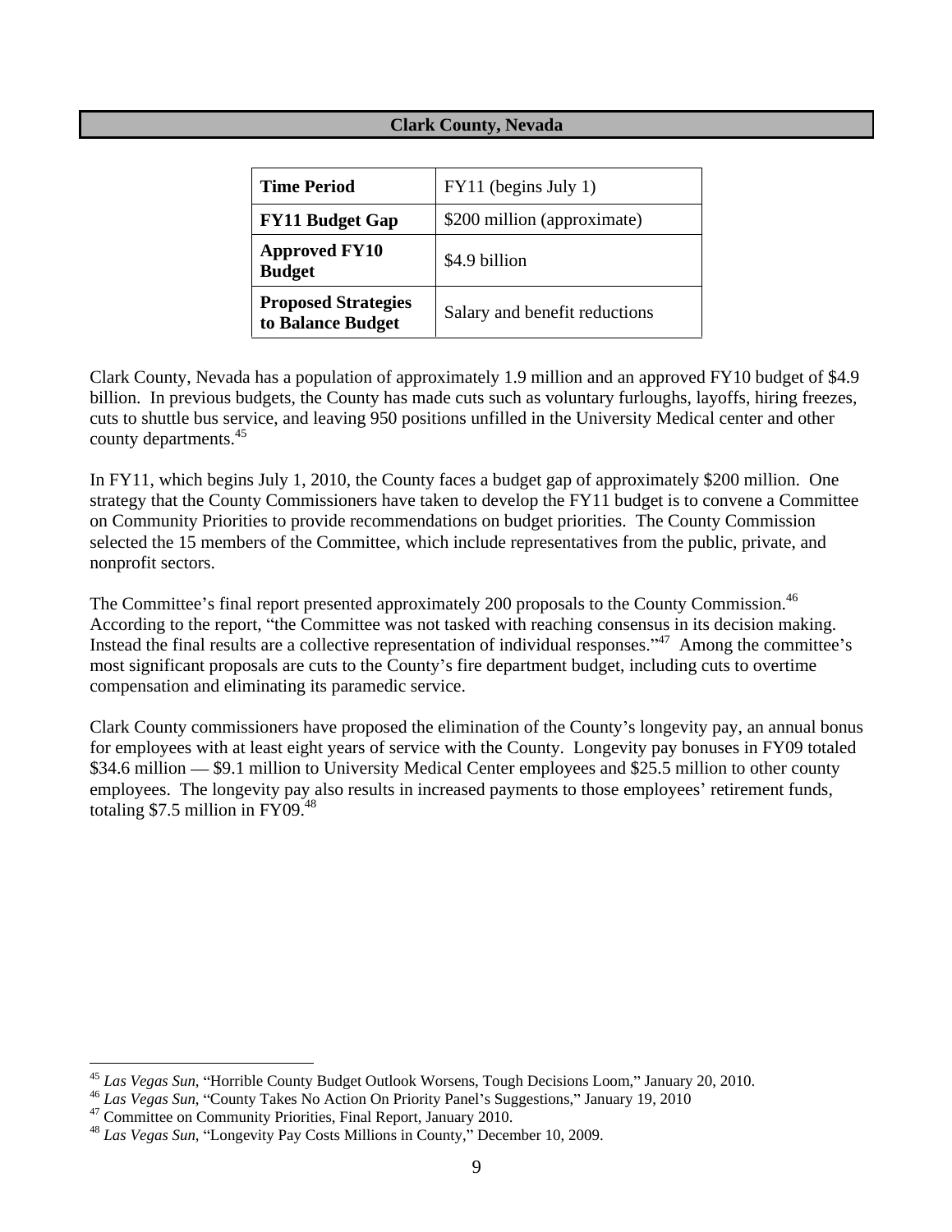## Clark County, Nevada

| Time Period | FY11 (begins July 1) |
|---|---|
| **FY11 Budget Gap** | $200 million (approximate) |
| **Approved FY10 Budget** | $4.9 billion |
| **Proposed Strategies to Balance Budget** | Salary and benefit reductions |

Clark County, Nevada has a population of approximately 1.9 million and an approved FY10 budget of $4.9 billion. In previous budgets, the County has made cuts such as voluntary furloughs, layoffs, hiring freezes, cuts to shuttle bus service, and leaving 950 positions unfilled in the University Medical center and other county departments.[45]

In FY11, which begins July 1, 2010, the County faces a budget gap of approximately $200 million. One strategy that the County Commissioners have taken to develop the FY11 budget is to convene a Committee on Community Priorities to provide recommendations on budget priorities. The County Commission selected the 15 members of the Committee, which include representatives from the public, private, and nonprofit sectors.

The Committee's final report presented approximately 200 proposals to the County Commission.[46] According to the report, "the Committee was not tasked with reaching consensus in its decision making. Instead the final results are a collective representation of individual responses."[47] Among the committee's most significant proposals are cuts to the County's fire department budget, including cuts to overtime compensation and eliminating its paramedic service.

Clark County commissioners have proposed the elimination of the County's longevity pay, an annual bonus for employees with at least eight years of service with the County. Longevity pay bonuses in FY09 totaled $34.6 million — $9.1 million to University Medical Center employees and $25.5 million to other county employees. The longevity pay also results in increased payments to those employees' retirement funds, totaling $7.5 million in FY09.[48]

---

[45] *Las Vegas Sun*, "Horrible County Budget Outlook Worsens, Tough Decisions Loom," January 20, 2010.

[46] *Las Vegas Sun*, "County Takes No Action On Priority Panel's Suggestions," January 19, 2010

[47] Committee on Community Priorities, Final Report, January 2010.

[48] *Las Vegas Sun*, "Longevity Pay Costs Millions in County," December 10, 2009.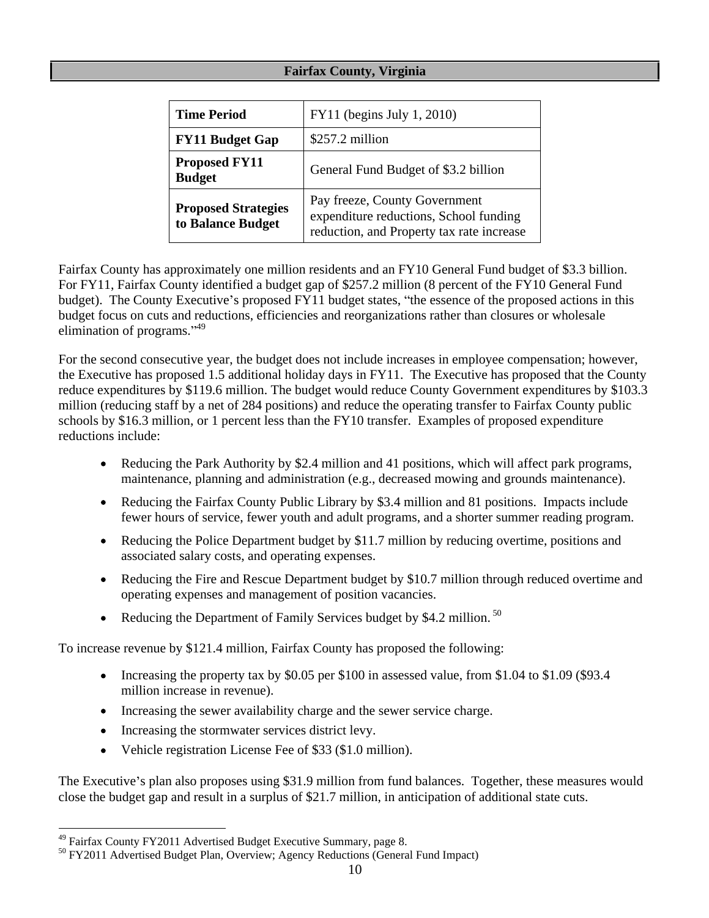## Fairfax County, Virginia

| **Time Period** | FY11 (begins July 1, 2010) |
|---|---|
| **FY11 Budget Gap** | $257.2 million |
| **Proposed FY11 Budget** | General Fund Budget of $3.2 billion |
| **Proposed Strategies to Balance Budget** | Pay freeze, County Government expenditure reductions, School funding reduction, and Property tax rate increase |

Fairfax County has approximately one million residents and an FY10 General Fund budget of $3.3 billion. For FY11, Fairfax County identified a budget gap of $257.2 million (8 percent of the FY10 General Fund budget). The County Executive's proposed FY11 budget states, "the essence of the proposed actions in this budget focus on cuts and reductions, efficiencies and reorganizations rather than closures or wholesale elimination of programs."[49]

For the second consecutive year, the budget does not include increases in employee compensation; however, the Executive has proposed 1.5 additional holiday days in FY11. The Executive has proposed that the County reduce expenditures by $119.6 million. The budget would reduce County Government expenditures by $103.3 million (reducing staff by a net of 284 positions) and reduce the operating transfer to Fairfax County public schools by $16.3 million, or 1 percent less than the FY10 transfer. Examples of proposed expenditure reductions include:

- Reducing the Park Authority by $2.4 million and 41 positions, which will affect park programs, maintenance, planning and administration (e.g., decreased mowing and grounds maintenance).
- Reducing the Fairfax County Public Library by $3.4 million and 81 positions. Impacts include fewer hours of service, fewer youth and adult programs, and a shorter summer reading program.
- Reducing the Police Department budget by $11.7 million by reducing overtime, positions and associated salary costs, and operating expenses.
- Reducing the Fire and Rescue Department budget by $10.7 million through reduced overtime and operating expenses and management of position vacancies.
- Reducing the Department of Family Services budget by $4.2 million.[50]

To increase revenue by $121.4 million, Fairfax County has proposed the following:

- Increasing the property tax by $0.05 per $100 in assessed value, from $1.04 to $1.09 ($93.4 million increase in revenue).
- Increasing the sewer availability charge and the sewer service charge.
- Increasing the stormwater services district levy.
- Vehicle registration License Fee of $33 ($1.0 million).

The Executive's plan also proposes using $31.9 million from fund balances. Together, these measures would close the budget gap and result in a surplus of $21.7 million, in anticipation of additional state cuts.

[49] Fairfax County FY2011 Advertised Budget Executive Summary, page 8.
[50] FY2011 Advertised Budget Plan, Overview; Agency Reductions (General Fund Impact)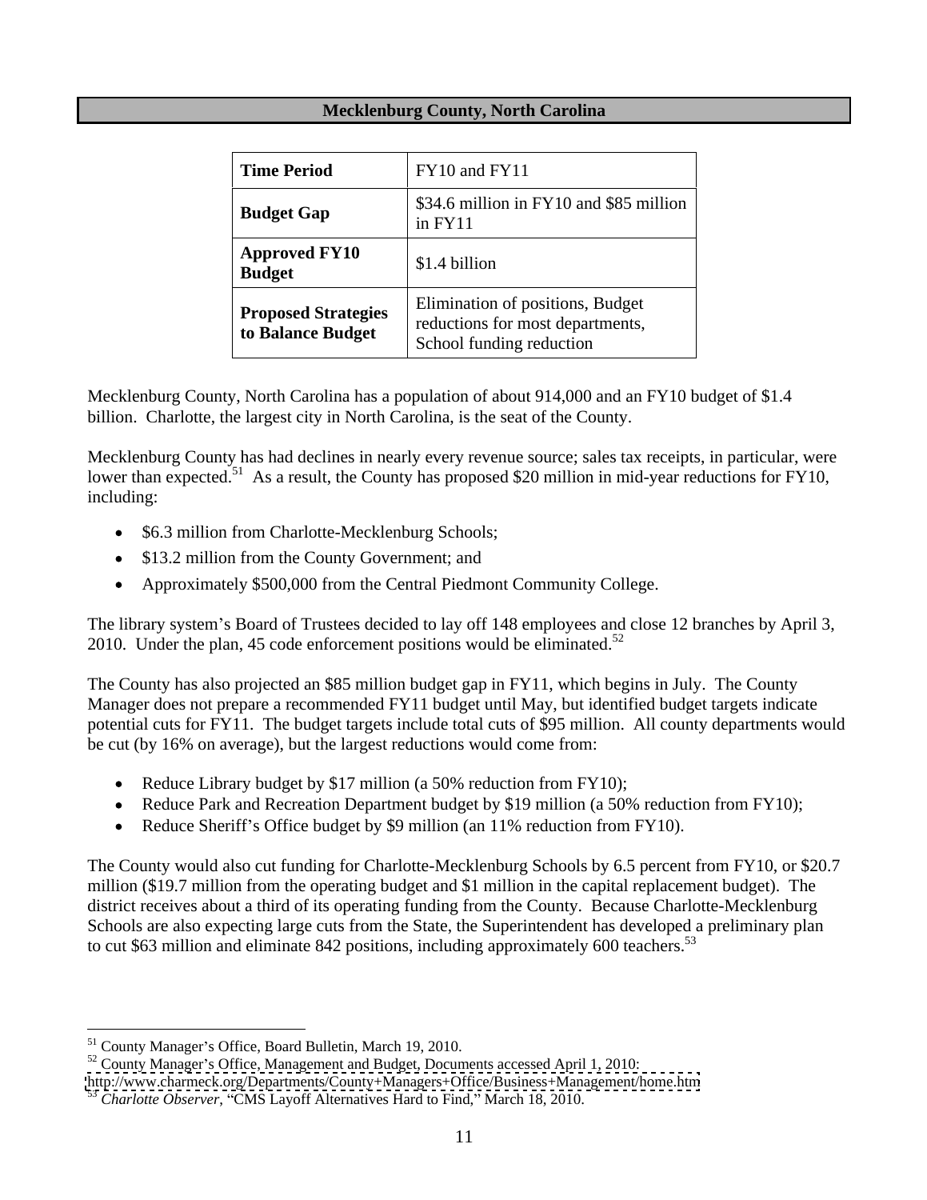## Mecklenburg County, North Carolina

| **Time Period** | FY10 and FY11 |
|---|---|
| **Budget Gap** | $34.6 million in FY10 and $85 million in FY11 |
| **Approved FY10 Budget** | $1.4 billion |
| **Proposed Strategies to Balance Budget** | Elimination of positions, Budget reductions for most departments, School funding reduction |

Mecklenburg County, North Carolina has a population of about 914,000 and an FY10 budget of $1.4 billion. Charlotte, the largest city in North Carolina, is the seat of the County.

Mecklenburg County has had declines in nearly every revenue source; sales tax receipts, in particular, were lower than expected.[51] As a result, the County has proposed $20 million in mid-year reductions for FY10, including:

- $6.3 million from Charlotte-Mecklenburg Schools;
- $13.2 million from the County Government; and
- Approximately $500,000 from the Central Piedmont Community College.

The library system's Board of Trustees decided to lay off 148 employees and close 12 branches by April 3, 2010. Under the plan, 45 code enforcement positions would be eliminated.[52]

The County has also projected an $85 million budget gap in FY11, which begins in July. The County Manager does not prepare a recommended FY11 budget until May, but identified budget targets indicate potential cuts for FY11. The budget targets include total cuts of $95 million. All county departments would be cut (by 16% on average), but the largest reductions would come from:

- Reduce Library budget by $17 million (a 50% reduction from FY10);
- Reduce Park and Recreation Department budget by $19 million (a 50% reduction from FY10);
- Reduce Sheriff's Office budget by $9 million (an 11% reduction from FY10).

The County would also cut funding for Charlotte-Mecklenburg Schools by 6.5 percent from FY10, or $20.7 million ($19.7 million from the operating budget and $1 million in the capital replacement budget). The district receives about a third of its operating funding from the County. Because Charlotte-Mecklenburg Schools are also expecting large cuts from the State, the Superintendent has developed a preliminary plan to cut $63 million and eliminate 842 positions, including approximately 600 teachers.[53]

---

[51] County Manager's Office, Board Bulletin, March 19, 2010.

[52] County Manager's Office, Management and Budget, Documents accessed April 1, 2010: http://www.charmeck.org/Departments/County+Managers+Office/Business+Management/home.htm

[53] *Charlotte Observer*, "CMS Layoff Alternatives Hard to Find," March 18, 2010.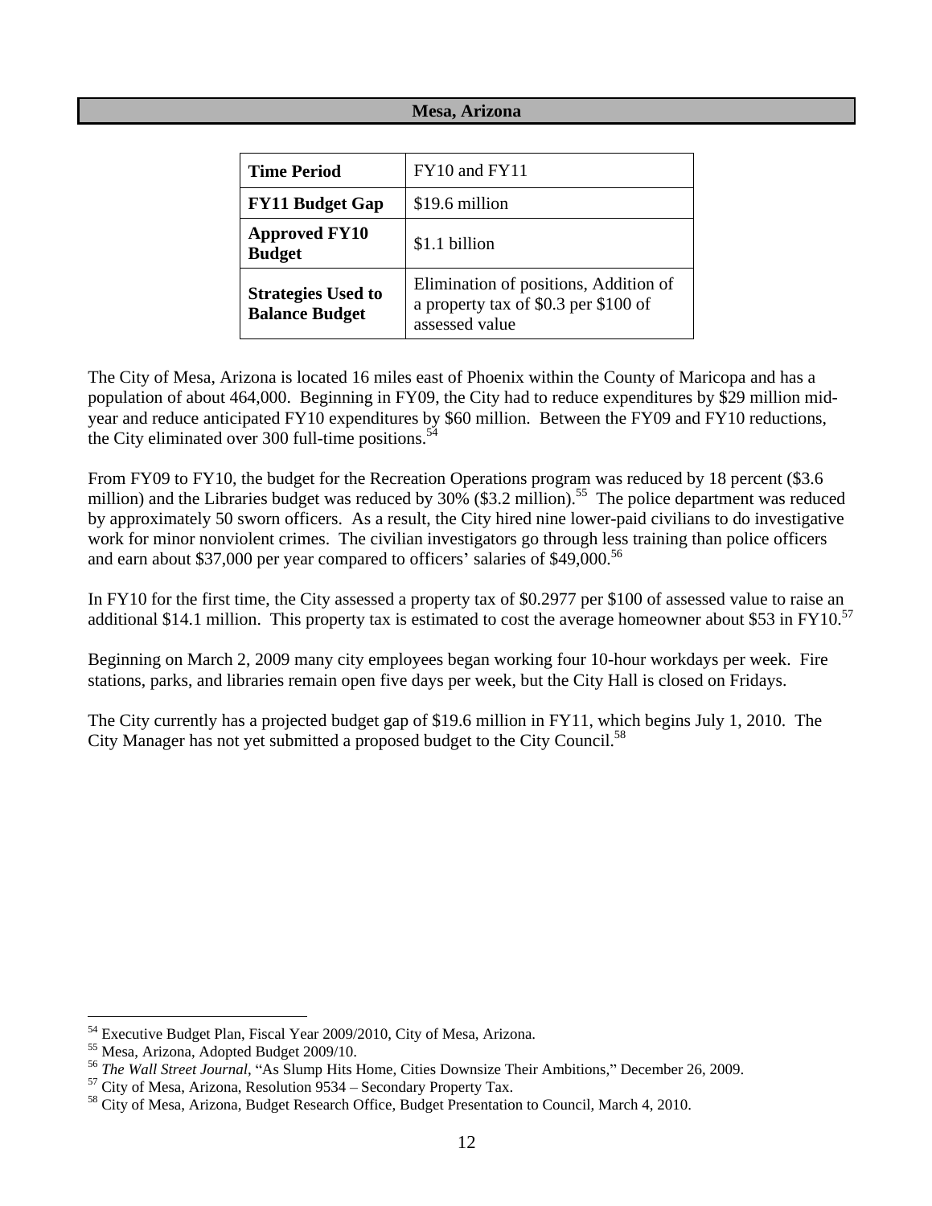## Mesa, Arizona

| **Time Period** | FY10 and FY11 |
|---|---|
| **FY11 Budget Gap** | $19.6 million |
| **Approved FY10 Budget** | $1.1 billion |
| **Strategies Used to Balance Budget** | Elimination of positions, Addition of a property tax of $0.3 per $100 of assessed value |

The City of Mesa, Arizona is located 16 miles east of Phoenix within the County of Maricopa and has a population of about 464,000. Beginning in FY09, the City had to reduce expenditures by $29 million mid-year and reduce anticipated FY10 expenditures by $60 million. Between the FY09 and FY10 reductions, the City eliminated over 300 full-time positions.[54]

From FY09 to FY10, the budget for the Recreation Operations program was reduced by 18 percent ($3.6 million) and the Libraries budget was reduced by 30% ($3.2 million).[55] The police department was reduced by approximately 50 sworn officers. As a result, the City hired nine lower-paid civilians to do investigative work for minor nonviolent crimes. The civilian investigators go through less training than police officers and earn about $37,000 per year compared to officers' salaries of $49,000.[56]

In FY10 for the first time, the City assessed a property tax of $0.2977 per $100 of assessed value to raise an additional $14.1 million. This property tax is estimated to cost the average homeowner about $53 in FY10.[57]

Beginning on March 2, 2009 many city employees began working four 10-hour workdays per week. Fire stations, parks, and libraries remain open five days per week, but the City Hall is closed on Fridays.

The City currently has a projected budget gap of $19.6 million in FY11, which begins July 1, 2010. The City Manager has not yet submitted a proposed budget to the City Council.[58]

---

[54] Executive Budget Plan, Fiscal Year 2009/2010, City of Mesa, Arizona.

[55] Mesa, Arizona, Adopted Budget 2009/10.

[56] *The Wall Street Journal*, "As Slump Hits Home, Cities Downsize Their Ambitions," December 26, 2009.

[57] City of Mesa, Arizona, Resolution 9534 – Secondary Property Tax.

[58] City of Mesa, Arizona, Budget Research Office, Budget Presentation to Council, March 4, 2010.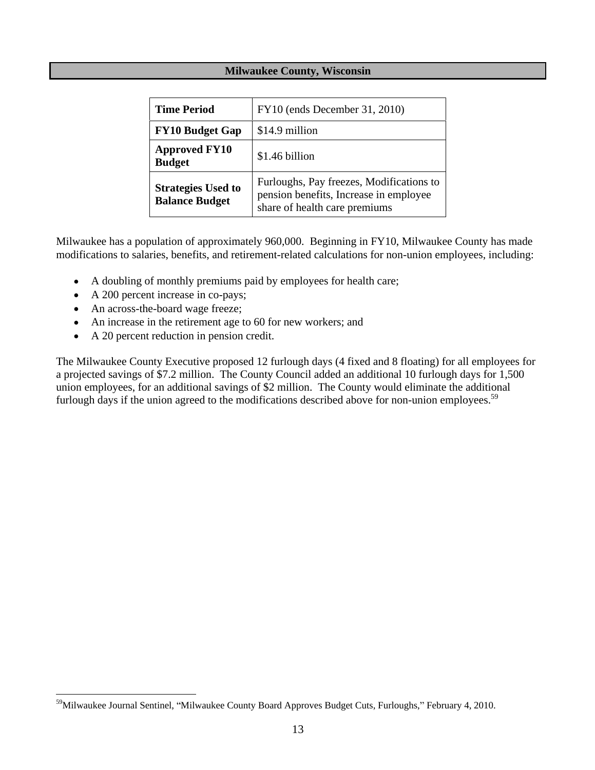## Milwaukee County, Wisconsin

| | |
|---|---|
| **Time Period** | FY10 (ends December 31, 2010) |
| **FY10 Budget Gap** | $14.9 million |
| **Approved FY10 Budget** | $1.46 billion |
| **Strategies Used to Balance Budget** | Furloughs, Pay freezes, Modifications to pension benefits, Increase in employee share of health care premiums |

Milwaukee has a population of approximately 960,000. Beginning in FY10, Milwaukee County has made modifications to salaries, benefits, and retirement-related calculations for non-union employees, including:

- A doubling of monthly premiums paid by employees for health care;
- A 200 percent increase in co-pays;
- An across-the-board wage freeze;
- An increase in the retirement age to 60 for new workers; and
- A 20 percent reduction in pension credit.

The Milwaukee County Executive proposed 12 furlough days (4 fixed and 8 floating) for all employees for a projected savings of $7.2 million. The County Council added an additional 10 furlough days for 1,500 union employees, for an additional savings of $2 million. The County would eliminate the additional furlough days if the union agreed to the modifications described above for non-union employees.[59]

[59] Milwaukee Journal Sentinel, "Milwaukee County Board Approves Budget Cuts, Furloughs," February 4, 2010.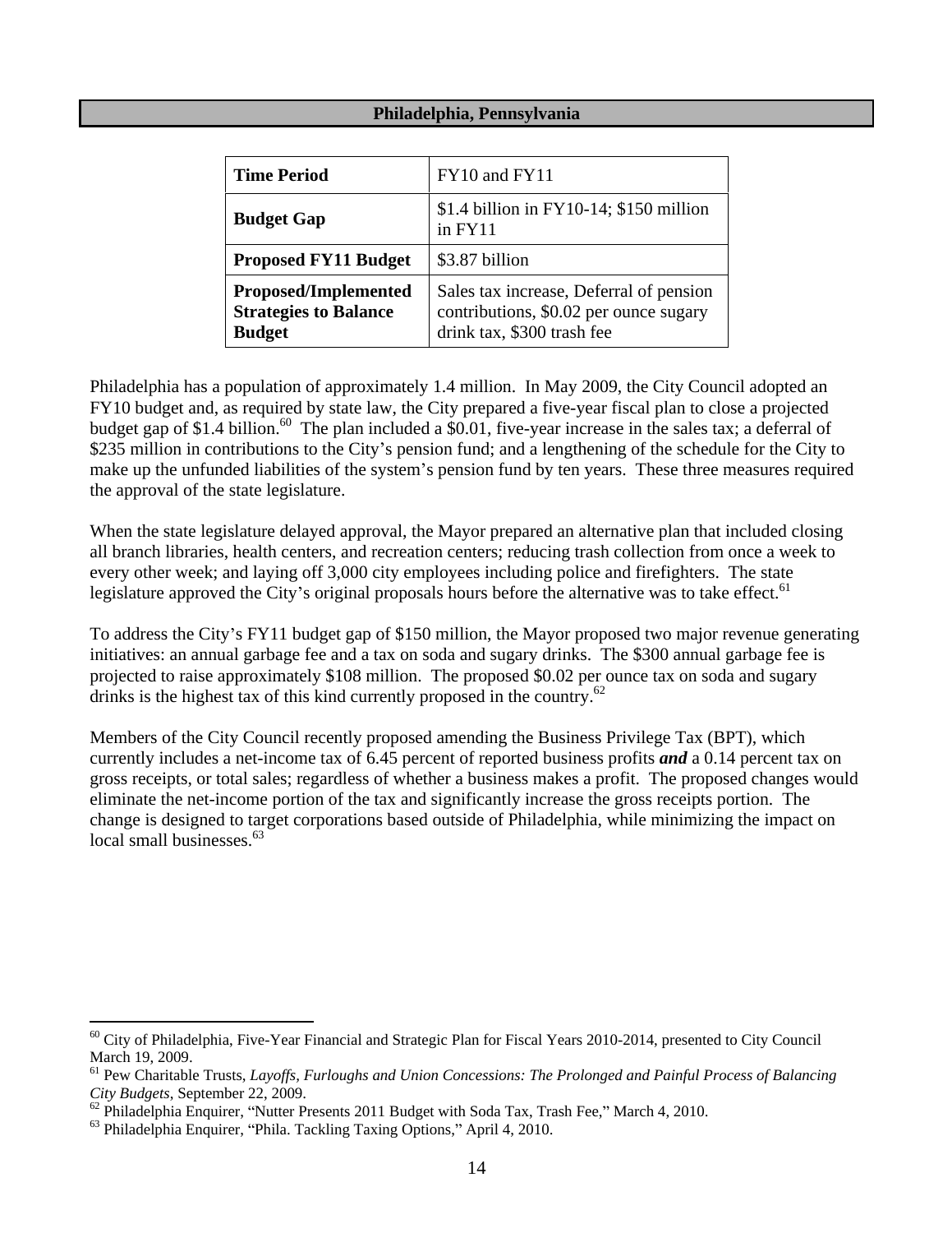## Philadelphia, Pennsylvania

| **Time Period** | FY10 and FY11 |
|---|---|
| **Budget Gap** | $1.4 billion in FY10-14; $150 million in FY11 |
| **Proposed FY11 Budget** | $3.87 billion |
| **Proposed/Implemented Strategies to Balance Budget** | Sales tax increase, Deferral of pension contributions, $0.02 per ounce sugary drink tax, $300 trash fee |

Philadelphia has a population of approximately 1.4 million. In May 2009, the City Council adopted an FY10 budget and, as required by state law, the City prepared a five-year fiscal plan to close a projected budget gap of $1.4 billion.[60] The plan included a $0.01, five-year increase in the sales tax; a deferral of $235 million in contributions to the City's pension fund; and a lengthening of the schedule for the City to make up the unfunded liabilities of the system's pension fund by ten years. These three measures required the approval of the state legislature.

When the state legislature delayed approval, the Mayor prepared an alternative plan that included closing all branch libraries, health centers, and recreation centers; reducing trash collection from once a week to every other week; and laying off 3,000 city employees including police and firefighters. The state legislature approved the City's original proposals hours before the alternative was to take effect.[61]

To address the City's FY11 budget gap of $150 million, the Mayor proposed two major revenue generating initiatives: an annual garbage fee and a tax on soda and sugary drinks. The $300 annual garbage fee is projected to raise approximately $108 million. The proposed $0.02 per ounce tax on soda and sugary drinks is the highest tax of this kind currently proposed in the country.[62]

Members of the City Council recently proposed amending the Business Privilege Tax (BPT), which currently includes a net-income tax of 6.45 percent of reported business profits ***and*** a 0.14 percent tax on gross receipts, or total sales; regardless of whether a business makes a profit. The proposed changes would eliminate the net-income portion of the tax and significantly increase the gross receipts portion. The change is designed to target corporations based outside of Philadelphia, while minimizing the impact on local small businesses.[63]

---

[60] City of Philadelphia, Five-Year Financial and Strategic Plan for Fiscal Years 2010-2014, presented to City Council March 19, 2009.

[61] Pew Charitable Trusts, *Layoffs, Furloughs and Union Concessions: The Prolonged and Painful Process of Balancing City Budgets*, September 22, 2009.

[62] Philadelphia Enquirer, "Nutter Presents 2011 Budget with Soda Tax, Trash Fee," March 4, 2010.

[63] Philadelphia Enquirer, "Phila. Tackling Taxing Options," April 4, 2010.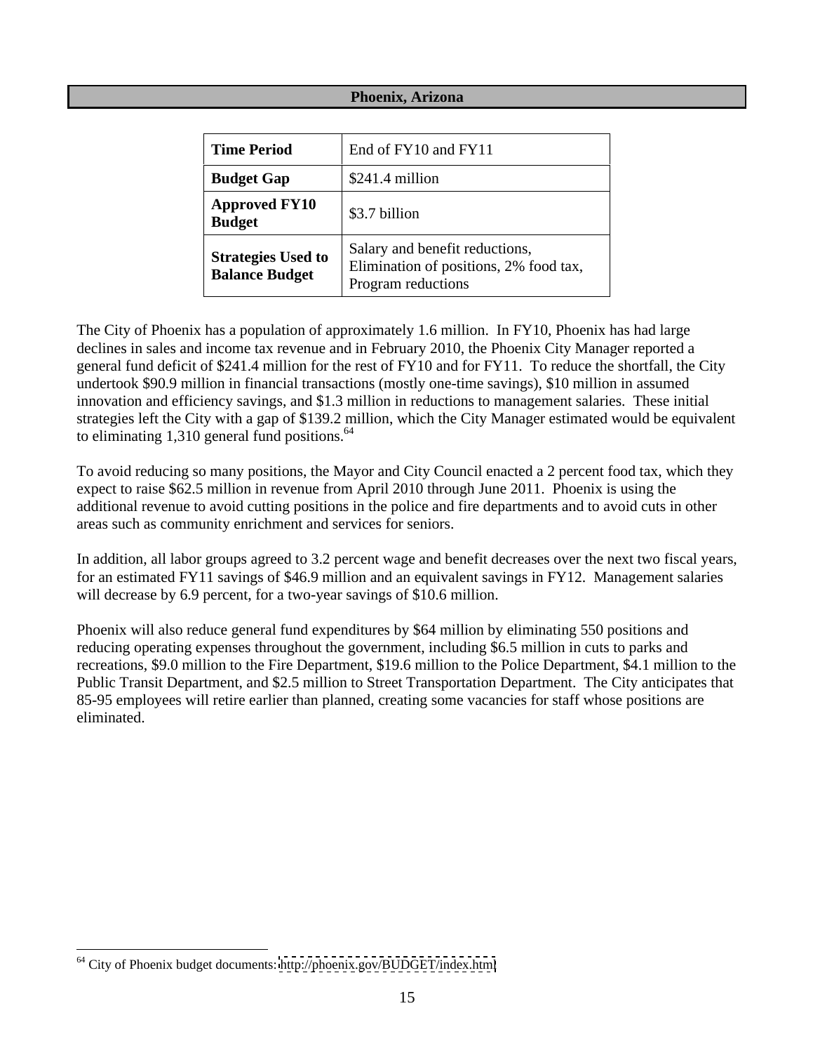## Phoenix, Arizona

| Time Period | End of FY10 and FY11 |
|---|---|
| **Budget Gap** | $241.4 million |
| **Approved FY10 Budget** | $3.7 billion |
| **Strategies Used to Balance Budget** | Salary and benefit reductions, Elimination of positions, 2% food tax, Program reductions |

The City of Phoenix has a population of approximately 1.6 million. In FY10, Phoenix has had large declines in sales and income tax revenue and in February 2010, the Phoenix City Manager reported a general fund deficit of $241.4 million for the rest of FY10 and for FY11. To reduce the shortfall, the City undertook $90.9 million in financial transactions (mostly one-time savings), $10 million in assumed innovation and efficiency savings, and $1.3 million in reductions to management salaries. These initial strategies left the City with a gap of $139.2 million, which the City Manager estimated would be equivalent to eliminating 1,310 general fund positions.[64]

To avoid reducing so many positions, the Mayor and City Council enacted a 2 percent food tax, which they expect to raise $62.5 million in revenue from April 2010 through June 2011. Phoenix is using the additional revenue to avoid cutting positions in the police and fire departments and to avoid cuts in other areas such as community enrichment and services for seniors.

In addition, all labor groups agreed to 3.2 percent wage and benefit decreases over the next two fiscal years, for an estimated FY11 savings of $46.9 million and an equivalent savings in FY12. Management salaries will decrease by 6.9 percent, for a two-year savings of $10.6 million.

Phoenix will also reduce general fund expenditures by $64 million by eliminating 550 positions and reducing operating expenses throughout the government, including $6.5 million in cuts to parks and recreations, $9.0 million to the Fire Department, $19.6 million to the Police Department, $4.1 million to the Public Transit Department, and $2.5 million to Street Transportation Department. The City anticipates that 85-95 employees will retire earlier than planned, creating some vacancies for staff whose positions are eliminated.

[64] City of Phoenix budget documents: http://phoenix.gov/BUDGET/index.html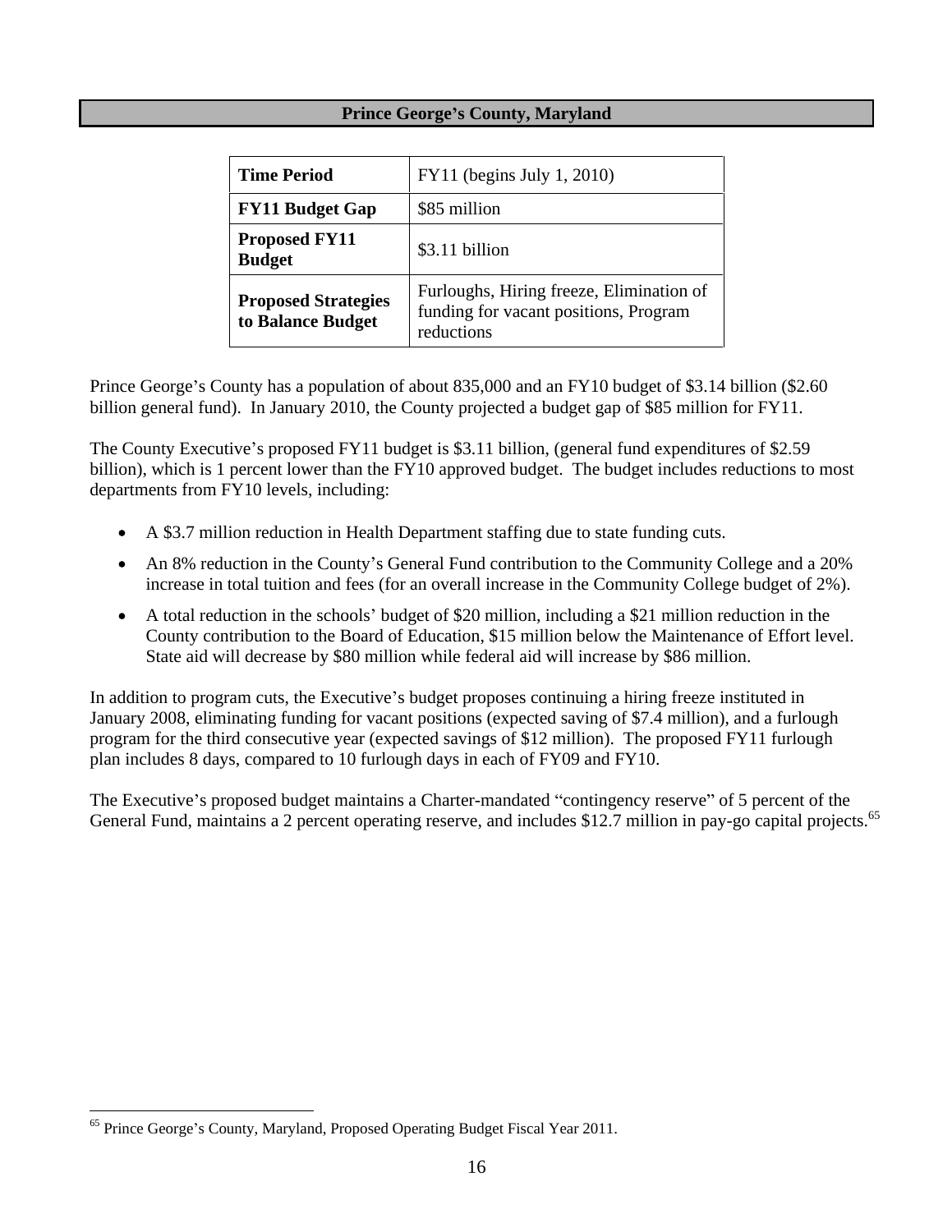## Prince George's County, Maryland

| | |
|---|---|
| **Time Period** | FY11 (begins July 1, 2010) |
| **FY11 Budget Gap** | $85 million |
| **Proposed FY11 Budget** | $3.11 billion |
| **Proposed Strategies to Balance Budget** | Furloughs, Hiring freeze, Elimination of funding for vacant positions, Program reductions |

Prince George's County has a population of about 835,000 and an FY10 budget of $3.14 billion ($2.60 billion general fund). In January 2010, the County projected a budget gap of $85 million for FY11.

The County Executive's proposed FY11 budget is $3.11 billion, (general fund expenditures of $2.59 billion), which is 1 percent lower than the FY10 approved budget. The budget includes reductions to most departments from FY10 levels, including:

- A $3.7 million reduction in Health Department staffing due to state funding cuts.
- An 8% reduction in the County's General Fund contribution to the Community College and a 20% increase in total tuition and fees (for an overall increase in the Community College budget of 2%).
- A total reduction in the schools' budget of $20 million, including a $21 million reduction in the County contribution to the Board of Education, $15 million below the Maintenance of Effort level. State aid will decrease by $80 million while federal aid will increase by $86 million.

In addition to program cuts, the Executive's budget proposes continuing a hiring freeze instituted in January 2008, eliminating funding for vacant positions (expected saving of $7.4 million), and a furlough program for the third consecutive year (expected savings of $12 million). The proposed FY11 furlough plan includes 8 days, compared to 10 furlough days in each of FY09 and FY10.

The Executive's proposed budget maintains a Charter-mandated "contingency reserve" of 5 percent of the General Fund, maintains a 2 percent operating reserve, and includes $12.7 million in pay-go capital projects.[65]

[65] Prince George's County, Maryland, Proposed Operating Budget Fiscal Year 2011.